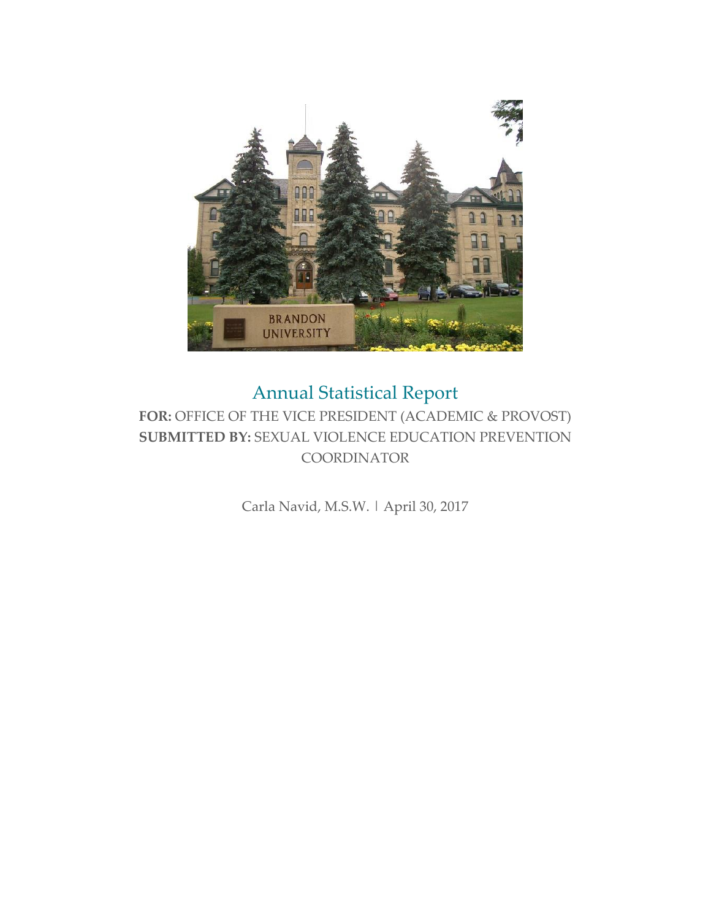# Annual Statistical Report

**FOR:** OFFICE OF THE VICE PRESIDENT (ACADEMIC & PROVOST)
**SUBMITTED BY:** SEXUAL VIOLENCE EDUCATION PREVENTION COORDINATOR

Carla Navid, M.S.W. | April 30, 2017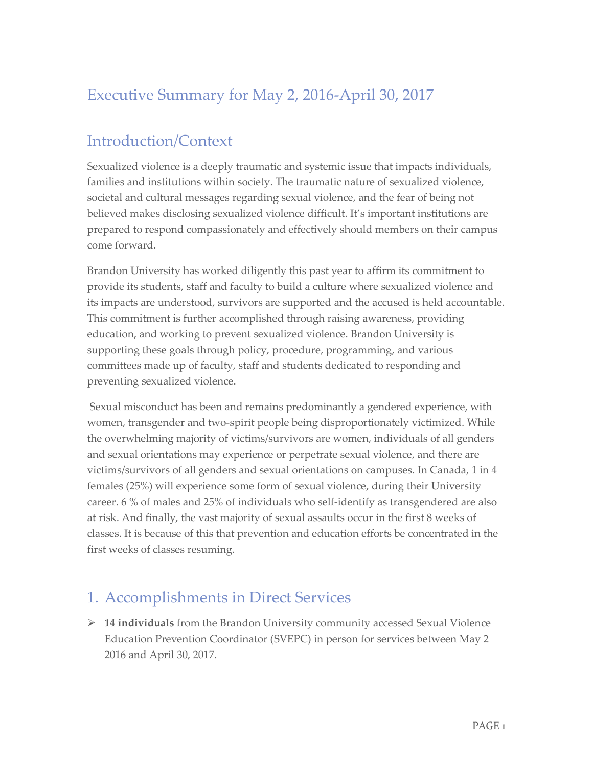# Executive Summary for May 2, 2016-April 30, 2017

## Introduction/Context

Sexualized violence is a deeply traumatic and systemic issue that impacts individuals, families and institutions within society. The traumatic nature of sexualized violence, societal and cultural messages regarding sexual violence, and the fear of being not believed makes disclosing sexualized violence difficult. It's important institutions are prepared to respond compassionately and effectively should members on their campus come forward.

Brandon University has worked diligently this past year to affirm its commitment to provide its students, staff and faculty to build a culture where sexualized violence and its impacts are understood, survivors are supported and the accused is held accountable. This commitment is further accomplished through raising awareness, providing education, and working to prevent sexualized violence. Brandon University is supporting these goals through policy, procedure, programming, and various committees made up of faculty, staff and students dedicated to responding and preventing sexualized violence.

Sexual misconduct has been and remains predominantly a gendered experience, with women, transgender and two-spirit people being disproportionately victimized. While the overwhelming majority of victims/survivors are women, individuals of all genders and sexual orientations may experience or perpetrate sexual violence, and there are victims/survivors of all genders and sexual orientations on campuses. In Canada, 1 in 4 females (25%) will experience some form of sexual violence, during their University career. 6 % of males and 25% of individuals who self-identify as transgendered are also at risk. And finally, the vast majority of sexual assaults occur in the first 8 weeks of classes. It is because of this that prevention and education efforts be concentrated in the first weeks of classes resuming.

## 1. Accomplishments in Direct Services

- **14 individuals** from the Brandon University community accessed Sexual Violence Education Prevention Coordinator (SVEPC) in person for services between May 2 2016 and April 30, 2017.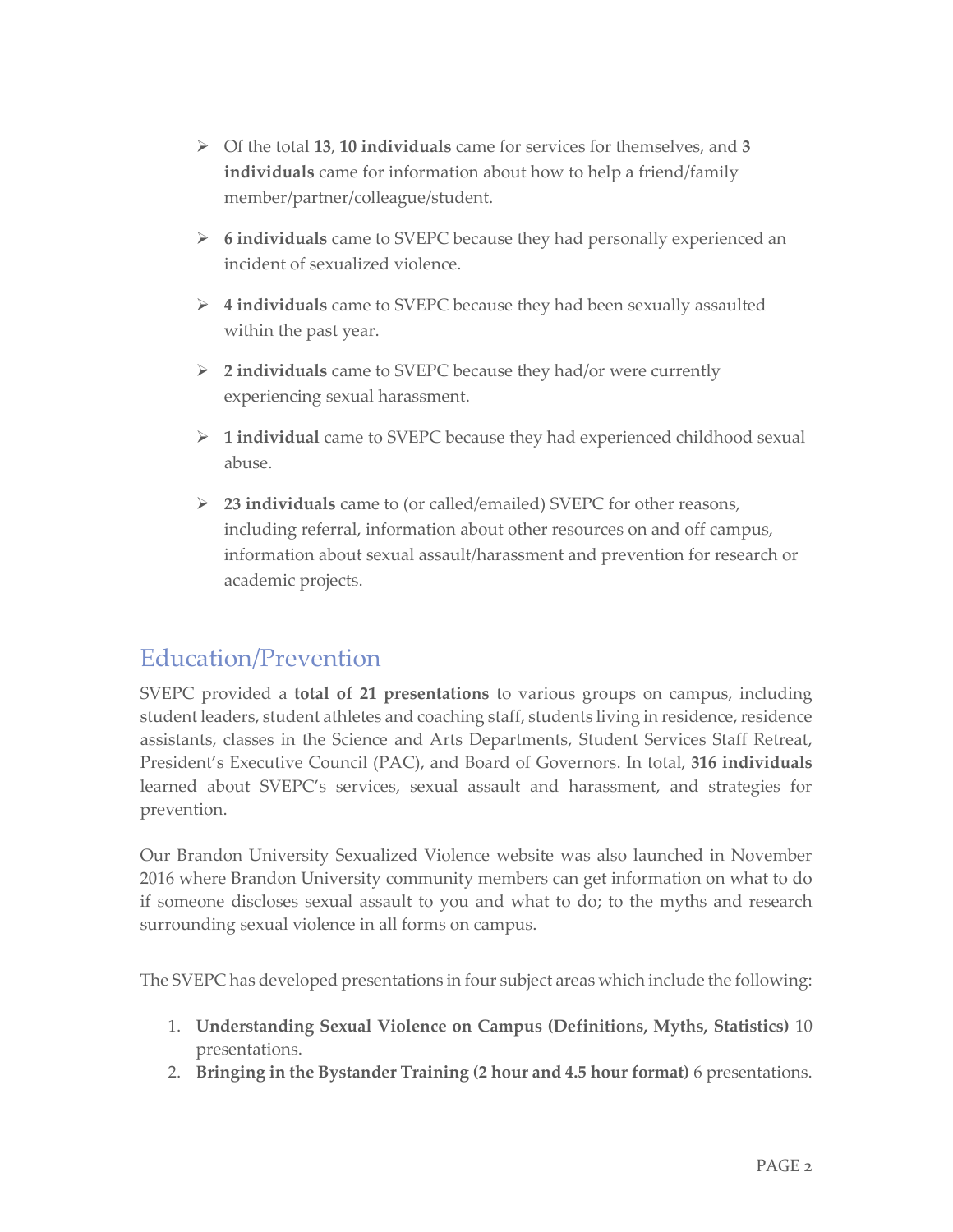- Of the total **13**, **10 individuals** came for services for themselves, and **3 individuals** came for information about how to help a friend/family member/partner/colleague/student.
- **6 individuals** came to SVEPC because they had personally experienced an incident of sexualized violence.
- **4 individuals** came to SVEPC because they had been sexually assaulted within the past year.
- **2 individuals** came to SVEPC because they had/or were currently experiencing sexual harassment.
- **1 individual** came to SVEPC because they had experienced childhood sexual abuse.
- **23 individuals** came to (or called/emailed) SVEPC for other reasons, including referral, information about other resources on and off campus, information about sexual assault/harassment and prevention for research or academic projects.

## Education/Prevention

SVEPC provided a **total of 21 presentations** to various groups on campus, including student leaders, student athletes and coaching staff, students living in residence, residence assistants, classes in the Science and Arts Departments, Student Services Staff Retreat, President's Executive Council (PAC), and Board of Governors. In total, **316 individuals** learned about SVEPC's services, sexual assault and harassment, and strategies for prevention.

Our Brandon University Sexualized Violence website was also launched in November 2016 where Brandon University community members can get information on what to do if someone discloses sexual assault to you and what to do; to the myths and research surrounding sexual violence in all forms on campus.

The SVEPC has developed presentations in four subject areas which include the following:

1. **Understanding Sexual Violence on Campus (Definitions, Myths, Statistics)** 10 presentations.
2. **Bringing in the Bystander Training (2 hour and 4.5 hour format)** 6 presentations.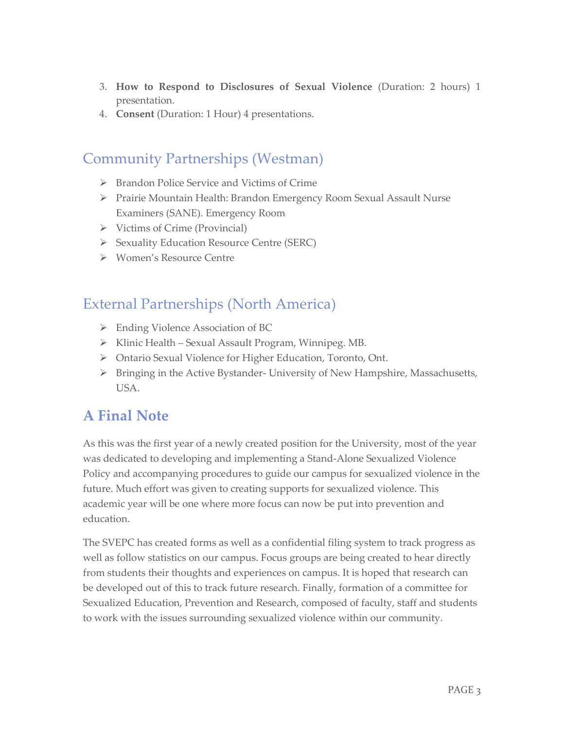3. **How to Respond to Disclosures of Sexual Violence** (Duration: 2 hours) 1 presentation.
4. **Consent** (Duration: 1 Hour) 4 presentations.

## Community Partnerships (Westman)

- Brandon Police Service and Victims of Crime
- Prairie Mountain Health: Brandon Emergency Room Sexual Assault Nurse Examiners (SANE). Emergency Room
- Victims of Crime (Provincial)
- Sexuality Education Resource Centre (SERC)
- Women's Resource Centre

## External Partnerships (North America)

- Ending Violence Association of BC
- Klinic Health – Sexual Assault Program, Winnipeg. MB.
- Ontario Sexual Violence for Higher Education, Toronto, Ont.
- Bringing in the Active Bystander- University of New Hampshire, Massachusetts, USA.

# A Final Note

As this was the first year of a newly created position for the University, most of the year was dedicated to developing and implementing a Stand-Alone Sexualized Violence Policy and accompanying procedures to guide our campus for sexualized violence in the future. Much effort was given to creating supports for sexualized violence. This academic year will be one where more focus can now be put into prevention and education.

The SVEPC has created forms as well as a confidential filing system to track progress as well as follow statistics on our campus. Focus groups are being created to hear directly from students their thoughts and experiences on campus. It is hoped that research can be developed out of this to track future research. Finally, formation of a committee for Sexualized Education, Prevention and Research, composed of faculty, staff and students to work with the issues surrounding sexualized violence within our community.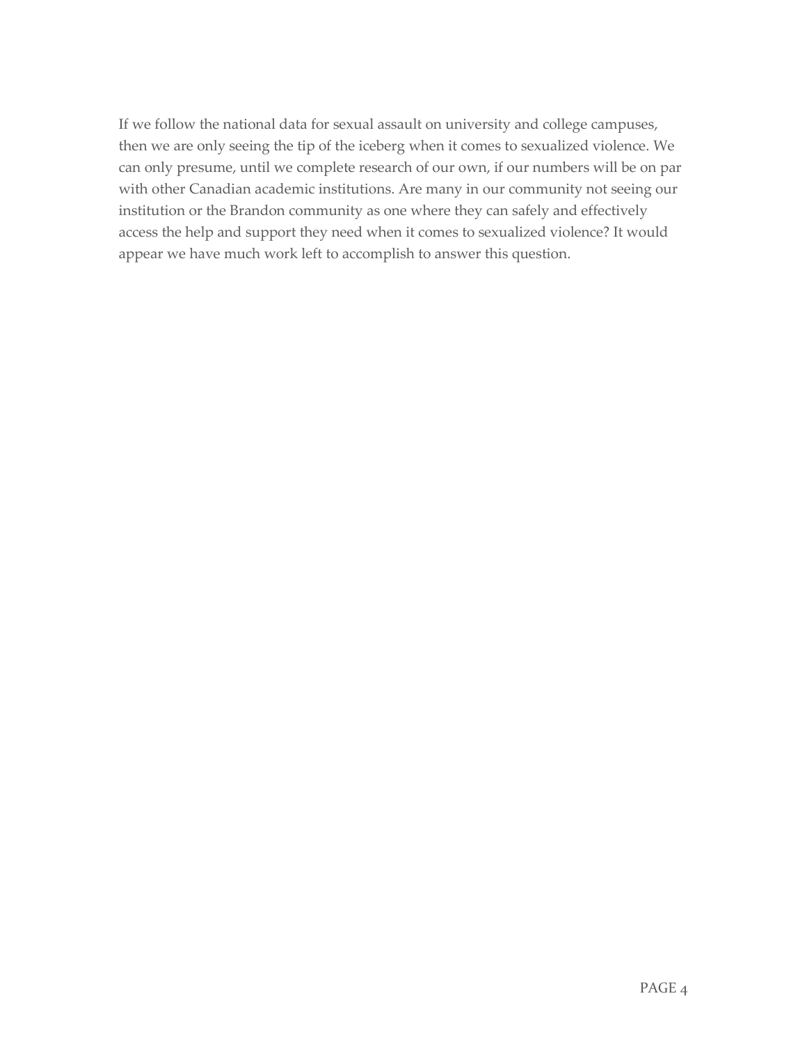If we follow the national data for sexual assault on university and college campuses, then we are only seeing the tip of the iceberg when it comes to sexualized violence. We can only presume, until we complete research of our own, if our numbers will be on par with other Canadian academic institutions. Are many in our community not seeing our institution or the Brandon community as one where they can safely and effectively access the help and support they need when it comes to sexualized violence? It would appear we have much work left to accomplish to answer this question.